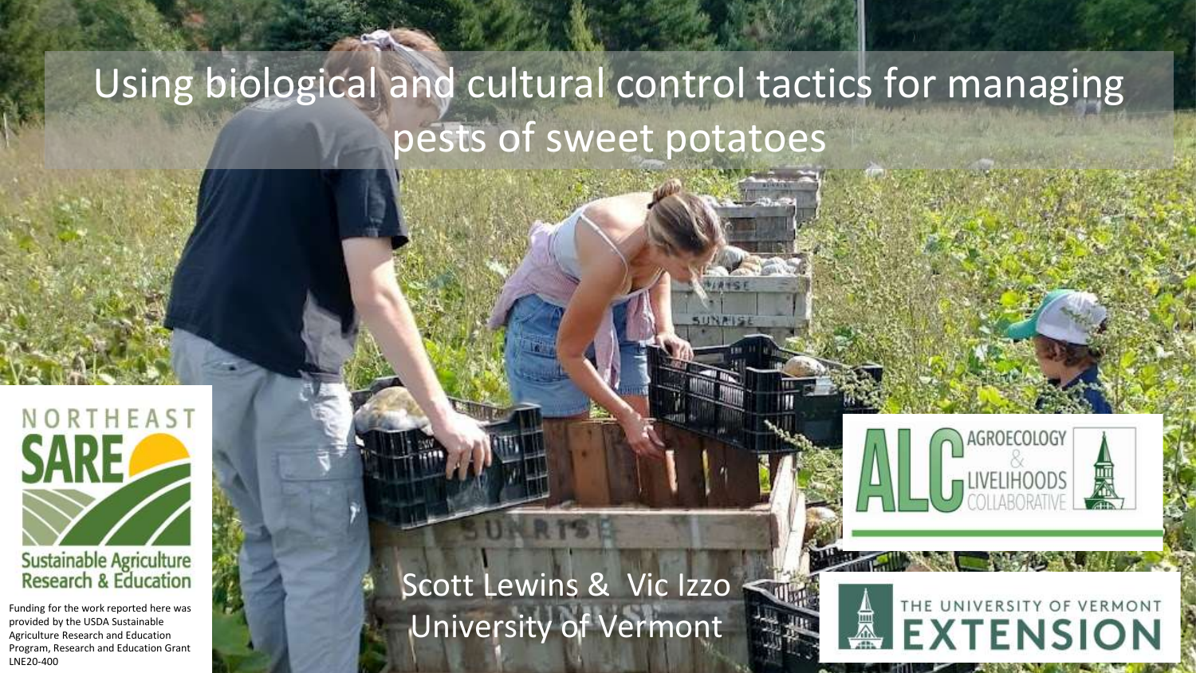# Using biological and cultural control tactics for managing pests of sweet potatoes

Scott Lewins & Vic Izzo
University of Vermont

NORTHEAST SARE
Sustainable Agriculture Research & Education

Funding for the work reported here was provided by the USDA Sustainable Agriculture Research and Education Program, Research and Education Grant LNE20-400

ALC AGROECOLOGY & LIVELIHOODS COLLABORATIVE

THE UNIVERSITY OF VERMONT EXTENSION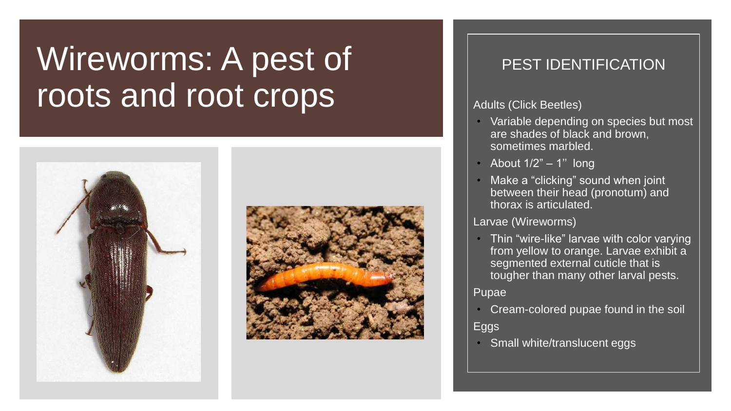# Wireworms: A pest of roots and root crops

## PEST IDENTIFICATION

Adults (Click Beetles)

- Variable depending on species but most are shades of black and brown, sometimes marbled.
- About 1/2” – 1’’ long
- Make a “clicking” sound when joint between their head (pronotum) and thorax is articulated.

Larvae (Wireworms)

- Thin “wire-like” larvae with color varying from yellow to orange. Larvae exhibit a segmented external cuticle that is tougher than many other larval pests.

Pupae

- Cream-colored pupae found in the soil

Eggs

- Small white/translucent eggs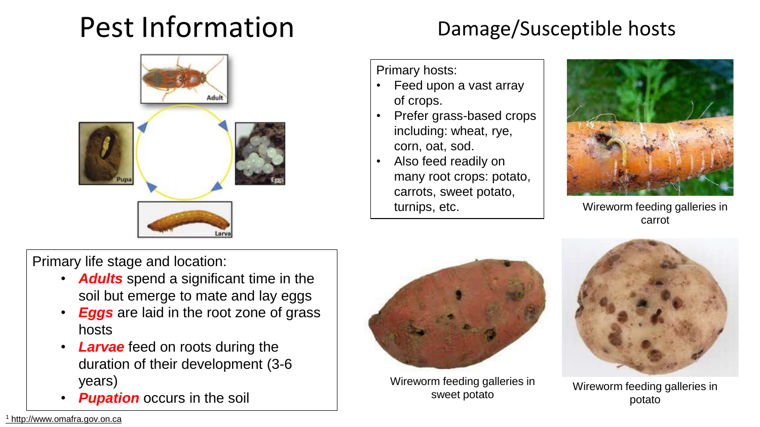# Pest Information

## Damage/Susceptible hosts

Primary hosts:

- Feed upon a vast array of crops.
- Prefer grass-based crops including: wheat, rye, corn, oat, sod.
- Also feed readily on many root crops: potato, carrots, sweet potato, turnips, etc.

Wireworm feeding galleries in carrot

Primary life stage and location:

- ***Adults*** spend a significant time in the soil but emerge to mate and lay eggs
- ***Eggs*** are laid in the root zone of grass hosts
- ***Larvae*** feed on roots during the duration of their development (3-6 years)
- ***Pupation*** occurs in the soil

Wireworm feeding galleries in sweet potato

Wireworm feeding galleries in potato

[1] http://www.omafra.gov.on.ca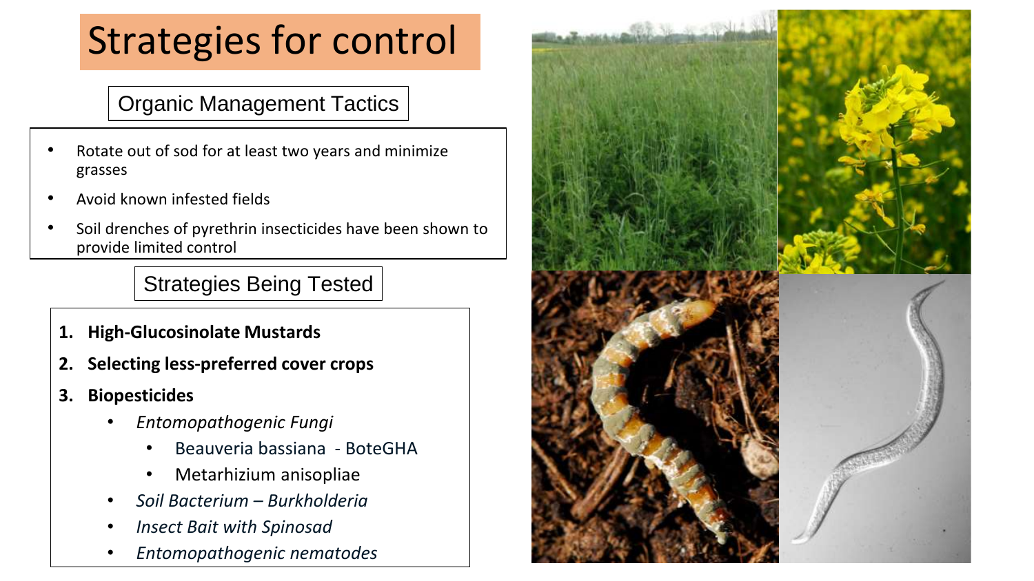# Strategies for control

## Organic Management Tactics

- Rotate out of sod for at least two years and minimize grasses
- Avoid known infested fields
- Soil drenches of pyrethrin insecticides have been shown to provide limited control

## Strategies Being Tested

1. **High-Glucosinolate Mustards**
2. **Selecting less-preferred cover crops**
3. **Biopesticides**
   - *Entomopathogenic Fungi*
     - Beauveria bassiana - BoteGHA
     - Metarhizium anisopliae
   - *Soil Bacterium – Burkholderia*
   - *Insect Bait with Spinosad*
   - *Entomopathogenic nematodes*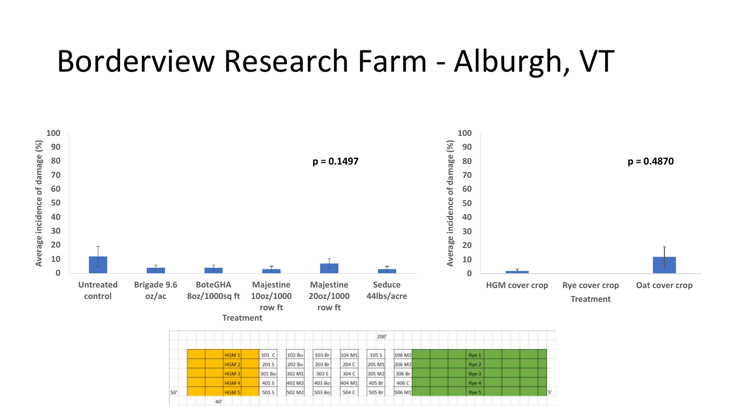# Borderview Research Farm - Alburgh, VT

Average incidence of damage (%)

p = 0.1497

Treatment: Untreated control | Brigade 9.6 oz/ac | BoteGHA 8oz/1000sq ft | Majestine 10oz/1000 row ft | Majestine 20oz/1000 row ft | Seduce 44lbs/acre

Average incidence of damage (%)

p = 0.4870

Treatment: HGM cover crop | Rye cover crop | Oat cover crop

200'

| | | | | | | | |
|---|---|---|---|---|---|---|---|
| HGM 1 | 101 C | 102 Bo | 103 Br | 104 M1 | 105 S | 106 M2 | Rye 1 |
| HGM 2 | 201 S | 202 Bo | 203 Br | 204 C | 205 M1 | 206 M2 | Rye 2 |
| HGM 3 | 301 Bo | 302 M1 | 303 S | 304 C | 305 M2 | 306 Br | Rye 3 |
| HGM 4 | 401 S | 402 M2 | 403 Bo | 404 M1 | 405 Br | 406 C | Rye 4 |
| HGM 5 | 501 S | 502 M2 | 503 Bo | 504 C | 505 Br | 506 M1 | Rye 5 |

50' 40' 5'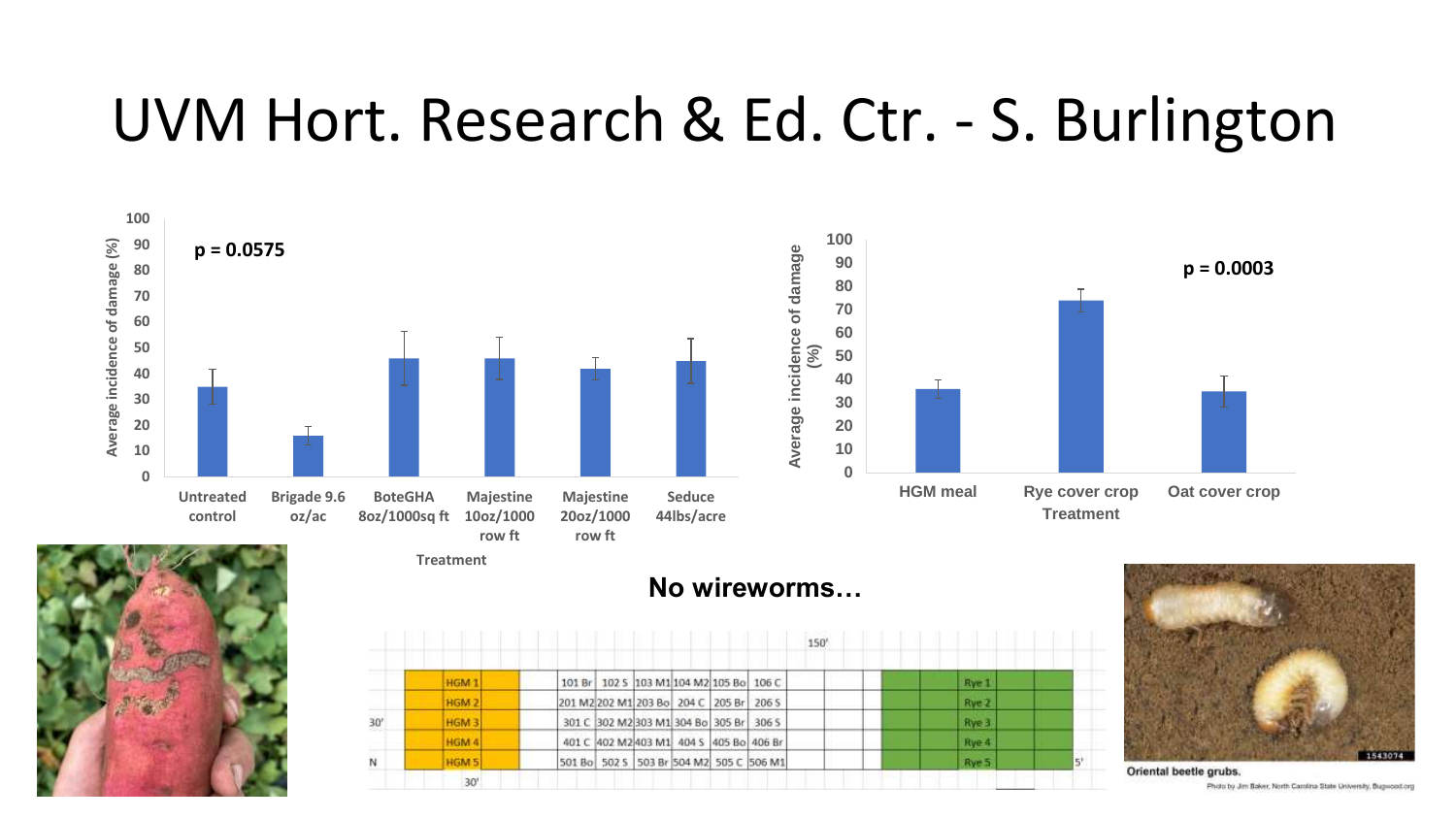# UVM Hort. Research & Ed. Ctr. - S. Burlington

p = 0.0575

| Treatment | Average incidence of damage (%) |
|---|---|
| Untreated control | 35 |
| Brigade 9.6 oz/ac | 16 |
| BoteGHA 8oz/1000sq ft | 46 |
| Majestine 10oz/1000 row ft | 46 |
| Majestine 20oz/1000 row ft | 42 |
| Seduce 44lbs/acre | 45 |

p = 0.0003

| Treatment | Average incidence of damage (%) |
|---|---|
| HGM meal | 36 |
| Rye cover crop | 74 |
| Oat cover crop | 35 |

**No wireworms…**

| | | | | | | | | |
|---|---|---|---|---|---|---|---|---|
| HGM 1 | | 101 Br | 102 S | 103 M1 | 104 M2 | 105 Bo | 106 C | Rye 1 |
| HGM 2 | | 201 M2 | 202 M1 | 203 Bo | 204 C | 205 Br | 206 S | Rye 2 |
| HGM 3 | | 301 C | 302 M2 | 303 M1 | 304 Bo | 305 Br | 306 S | Rye 3 |
| HGM 4 | | 401 C | 402 M2 | 403 M1 | 404 S | 405 Bo | 406 Br | Rye 4 |
| HGM 5 | | 501 Bo | 502 S | 503 Br | 504 M2 | 505 C | 506 M1 | Rye 5 |

150' · 30' · N · 30' · 5'

Oriental beetle grubs.

Photo by Jim Baker, North Carolina State University, Bugwood.org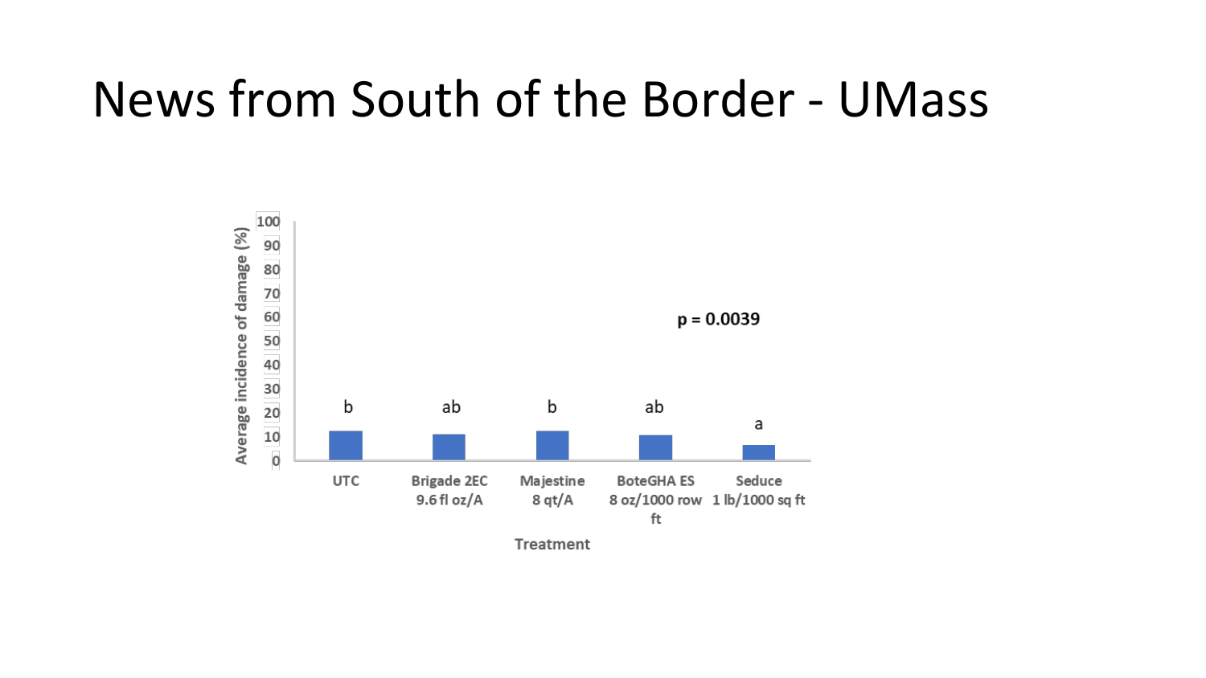# News from South of the Border - UMass

Average incidence of damage (%)

$p = 0.0039$

| Treatment | Significance group |
| --- | --- |
| UTC | b |
| Brigade 2EC 9.6 fl oz/A | ab |
| Majestine 8 qt/A | b |
| BoteGHA ES 8 oz/1000 row ft | ab |
| Seduce 1 lb/1000 sq ft | a |

Treatment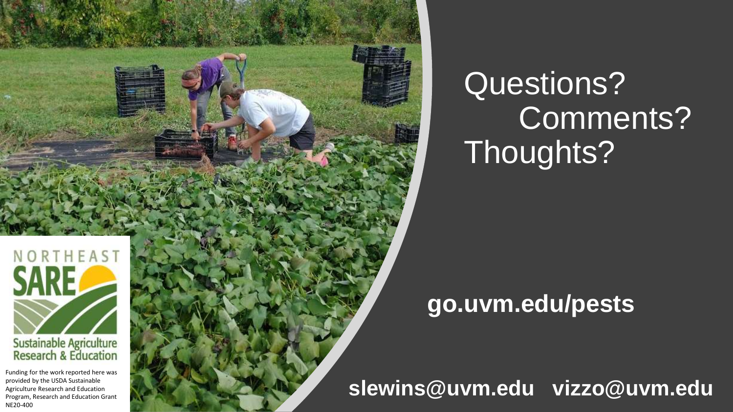# Questions? Comments? Thoughts?

**go.uvm.edu/pests**

**slewins@uvm.edu vizzo@uvm.edu**

NORTHEAST SARE

Sustainable Agriculture Research & Education

Funding for the work reported here was provided by the USDA Sustainable Agriculture Research and Education Program, Research and Education Grant NE20-400